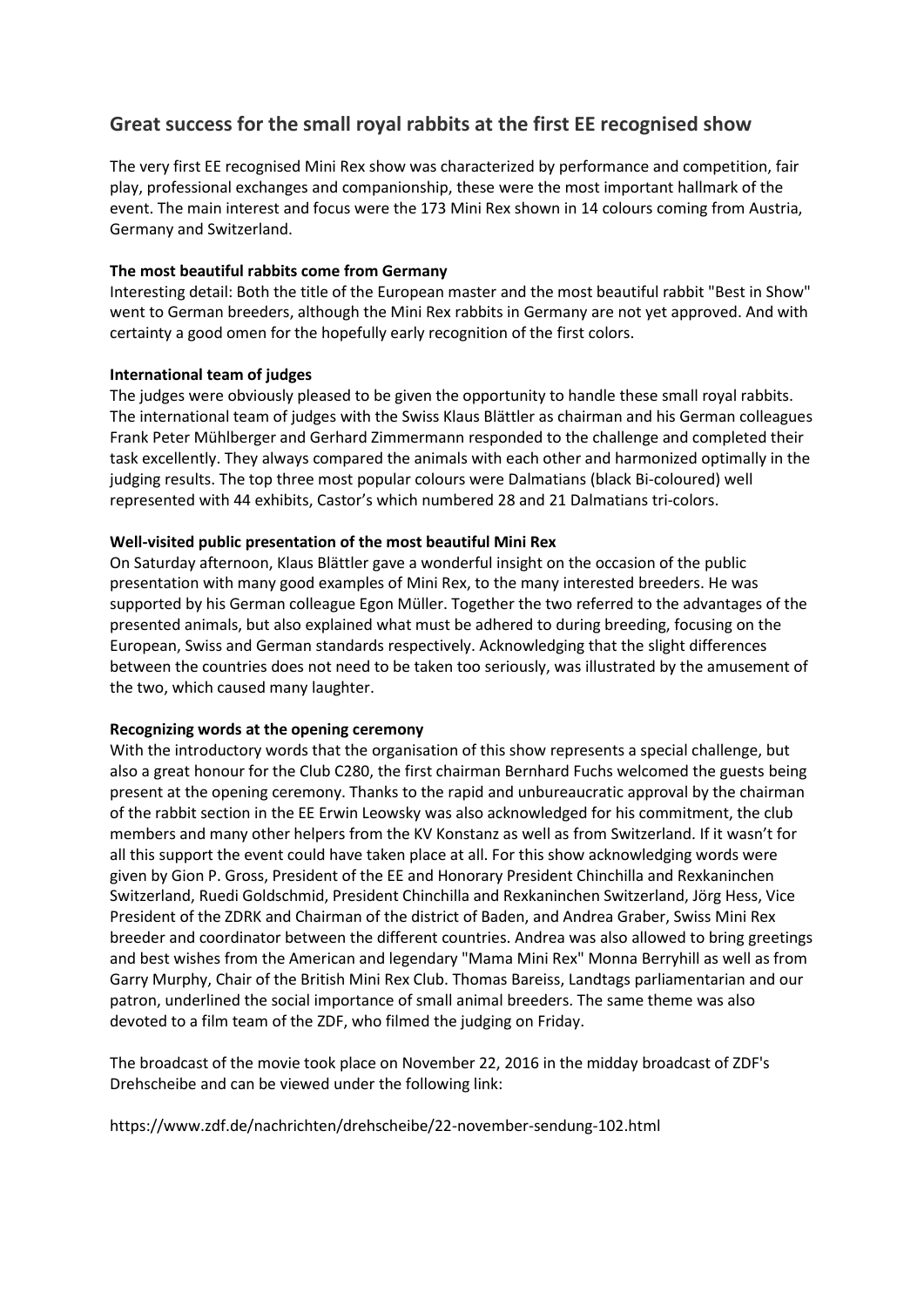## Great success for the small royal rabbits at the first EE recognised show

The very first EE recognised Mini Rex show was characterized by performance and competition, fair play, professional exchanges and companionship, these were the most important hallmark of the event. The main interest and focus were the 173 Mini Rex shown in 14 colours coming from Austria, Germany and Switzerland.

**The most beautiful rabbits come from Germany**

Interesting detail: Both the title of the European master and the most beautiful rabbit "Best in Show" went to German breeders, although the Mini Rex rabbits in Germany are not yet approved. And with certainty a good omen for the hopefully early recognition of the first colors.

**International team of judges**

The judges were obviously pleased to be given the opportunity to handle these small royal rabbits. The international team of judges with the Swiss Klaus Blättler as chairman and his German colleagues Frank Peter Mühlberger and Gerhard Zimmermann responded to the challenge and completed their task excellently. They always compared the animals with each other and harmonized optimally in the judging results. The top three most popular colours were Dalmatians (black Bi-coloured) well represented with 44 exhibits, Castor's which numbered 28 and 21 Dalmatians tri-colors.

**Well-visited public presentation of the most beautiful Mini Rex**

On Saturday afternoon, Klaus Blättler gave a wonderful insight on the occasion of the public presentation with many good examples of Mini Rex, to the many interested breeders. He was supported by his German colleague Egon Müller. Together the two referred to the advantages of the presented animals, but also explained what must be adhered to during breeding, focusing on the European, Swiss and German standards respectively. Acknowledging that the slight differences between the countries does not need to be taken too seriously, was illustrated by the amusement of the two, which caused many laughter.

**Recognizing words at the opening ceremony**

With the introductory words that the organisation of this show represents a special challenge, but also a great honour for the Club C280, the first chairman Bernhard Fuchs welcomed the guests being present at the opening ceremony. Thanks to the rapid and unbureaucratic approval by the chairman of the rabbit section in the EE Erwin Leowsky was also acknowledged for his commitment, the club members and many other helpers from the KV Konstanz as well as from Switzerland. If it wasn't for all this support the event could have taken place at all. For this show acknowledging words were given by Gion P. Gross, President of the EE and Honorary President Chinchilla and Rexkaninchen Switzerland, Ruedi Goldschmid, President Chinchilla and Rexkaninchen Switzerland, Jörg Hess, Vice President of the ZDRK and Chairman of the district of Baden, and Andrea Graber, Swiss Mini Rex breeder and coordinator between the different countries. Andrea was also allowed to bring greetings and best wishes from the American and legendary "Mama Mini Rex" Monna Berryhill as well as from Garry Murphy, Chair of the British Mini Rex Club. Thomas Bareiss, Landtags parliamentarian and our patron, underlined the social importance of small animal breeders. The same theme was also devoted to a film team of the ZDF, who filmed the judging on Friday.

The broadcast of the movie took place on November 22, 2016 in the midday broadcast of ZDF's Drehscheibe and can be viewed under the following link:

https://www.zdf.de/nachrichten/drehscheibe/22-november-sendung-102.html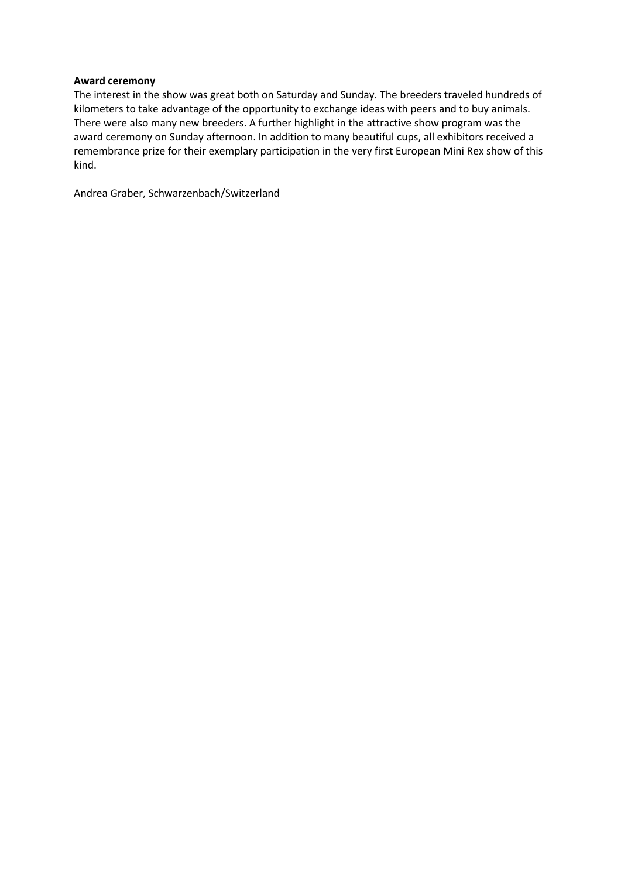**Award ceremony**

The interest in the show was great both on Saturday and Sunday. The breeders traveled hundreds of kilometers to take advantage of the opportunity to exchange ideas with peers and to buy animals. There were also many new breeders. A further highlight in the attractive show program was the award ceremony on Sunday afternoon. In addition to many beautiful cups, all exhibitors received a remembrance prize for their exemplary participation in the very first European Mini Rex show of this kind.

Andrea Graber, Schwarzenbach/Switzerland